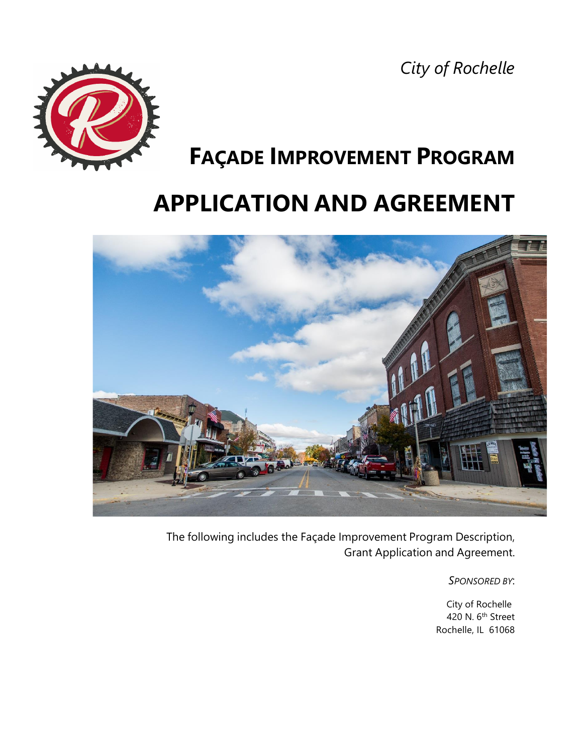*City of Rochelle*

# FAÇADE IMPROVEMENT PROGRAM

# APPLICATION AND AGREEMENT

The following includes the Façade Improvement Program Description, Grant Application and Agreement.

*SPONSORED BY*:

City of Rochelle
420 N. 6th Street
Rochelle, IL 61068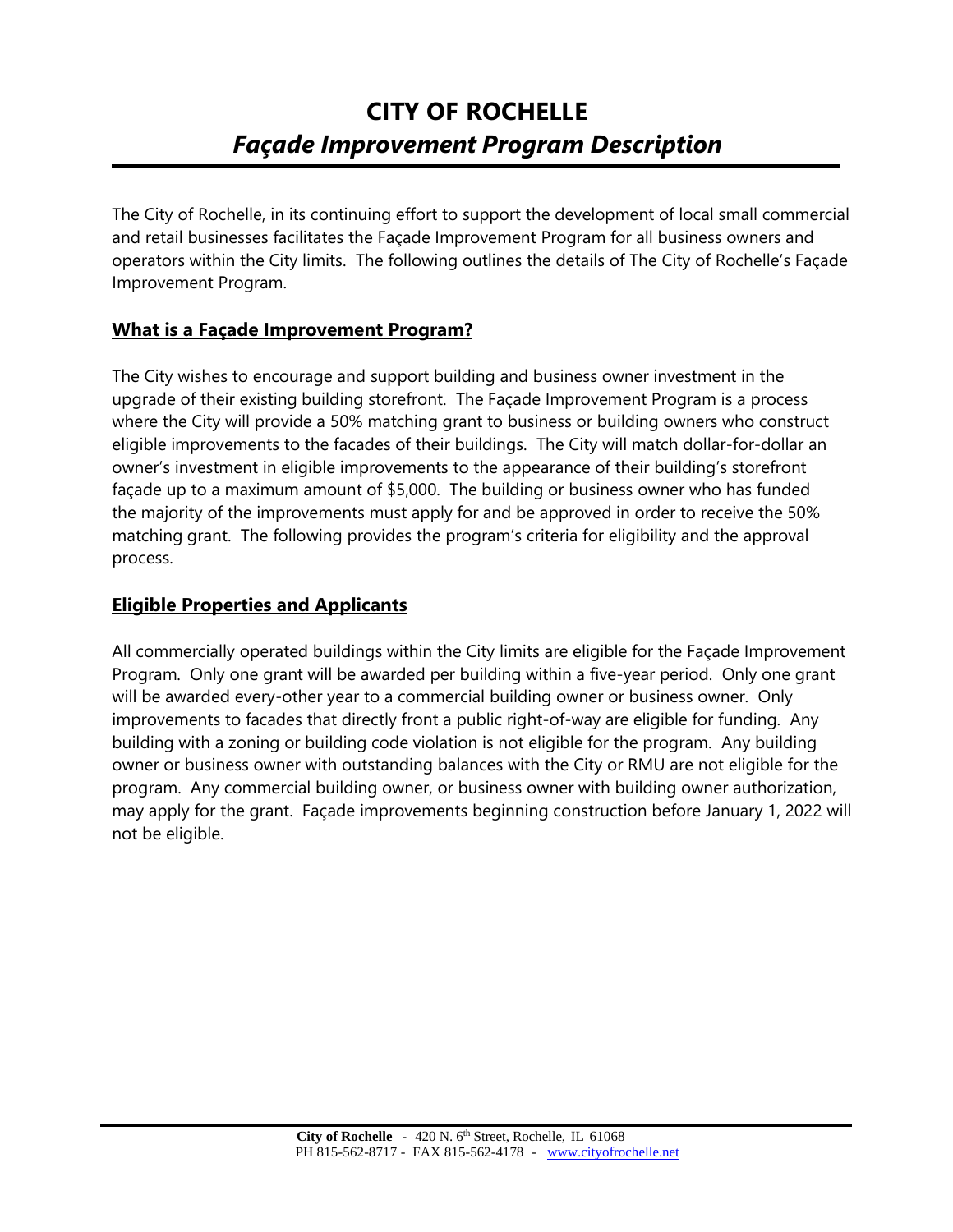# CITY OF ROCHELLE

## *Façade Improvement Program Description*

The City of Rochelle, in its continuing effort to support the development of local small commercial and retail businesses facilitates the Façade Improvement Program for all business owners and operators within the City limits. The following outlines the details of The City of Rochelle's Façade Improvement Program.

### **What is a Façade Improvement Program?**

The City wishes to encourage and support building and business owner investment in the upgrade of their existing building storefront. The Façade Improvement Program is a process where the City will provide a 50% matching grant to business or building owners who construct eligible improvements to the facades of their buildings. The City will match dollar-for-dollar an owner's investment in eligible improvements to the appearance of their building's storefront façade up to a maximum amount of $5,000. The building or business owner who has funded the majority of the improvements must apply for and be approved in order to receive the 50% matching grant. The following provides the program's criteria for eligibility and the approval process.

### **Eligible Properties and Applicants**

All commercially operated buildings within the City limits are eligible for the Façade Improvement Program. Only one grant will be awarded per building within a five-year period. Only one grant will be awarded every-other year to a commercial building owner or business owner. Only improvements to facades that directly front a public right-of-way are eligible for funding. Any building with a zoning or building code violation is not eligible for the program. Any building owner or business owner with outstanding balances with the City or RMU are not eligible for the program. Any commercial building owner, or business owner with building owner authorization, may apply for the grant. Façade improvements beginning construction before January 1, 2022 will not be eligible.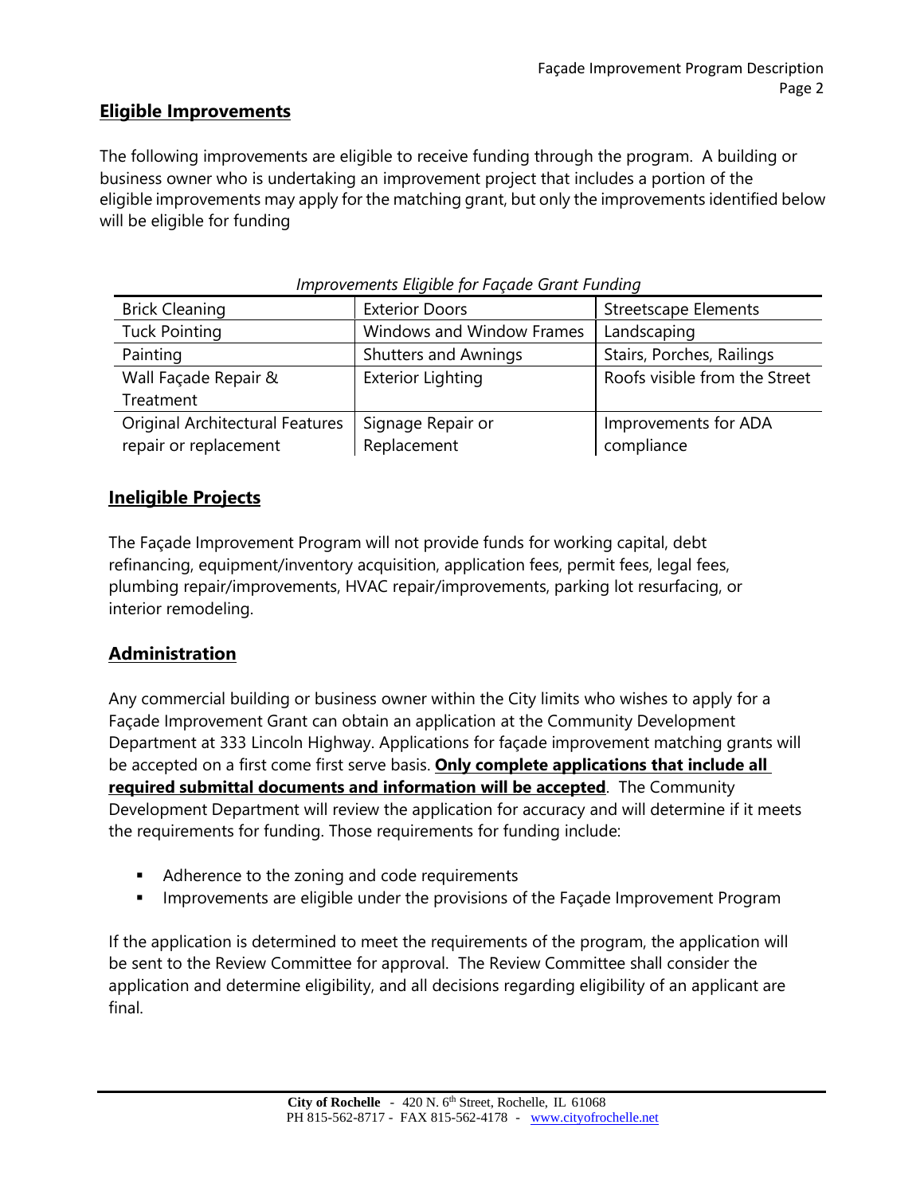## Eligible Improvements

The following improvements are eligible to receive funding through the program. A building or business owner who is undertaking an improvement project that includes a portion of the eligible improvements may apply for the matching grant, but only the improvements identified below will be eligible for funding

*Improvements Eligible for Façade Grant Funding*

| | | |
|---|---|---|
| Brick Cleaning | Exterior Doors | Streetscape Elements |
| Tuck Pointing | Windows and Window Frames | Landscaping |
| Painting | Shutters and Awnings | Stairs, Porches, Railings |
| Wall Façade Repair & Treatment | Exterior Lighting | Roofs visible from the Street |
| Original Architectural Features repair or replacement | Signage Repair or Replacement | Improvements for ADA compliance |

## Ineligible Projects

The Façade Improvement Program will not provide funds for working capital, debt refinancing, equipment/inventory acquisition, application fees, permit fees, legal fees, plumbing repair/improvements, HVAC repair/improvements, parking lot resurfacing, or interior remodeling.

## Administration

Any commercial building or business owner within the City limits who wishes to apply for a Façade Improvement Grant can obtain an application at the Community Development Department at 333 Lincoln Highway. Applications for façade improvement matching grants will be accepted on a first come first serve basis. **Only complete applications that include all required submittal documents and information will be accepted**. The Community Development Department will review the application for accuracy and will determine if it meets the requirements for funding. Those requirements for funding include:

- Adherence to the zoning and code requirements
- Improvements are eligible under the provisions of the Façade Improvement Program

If the application is determined to meet the requirements of the program, the application will be sent to the Review Committee for approval. The Review Committee shall consider the application and determine eligibility, and all decisions regarding eligibility of an applicant are final.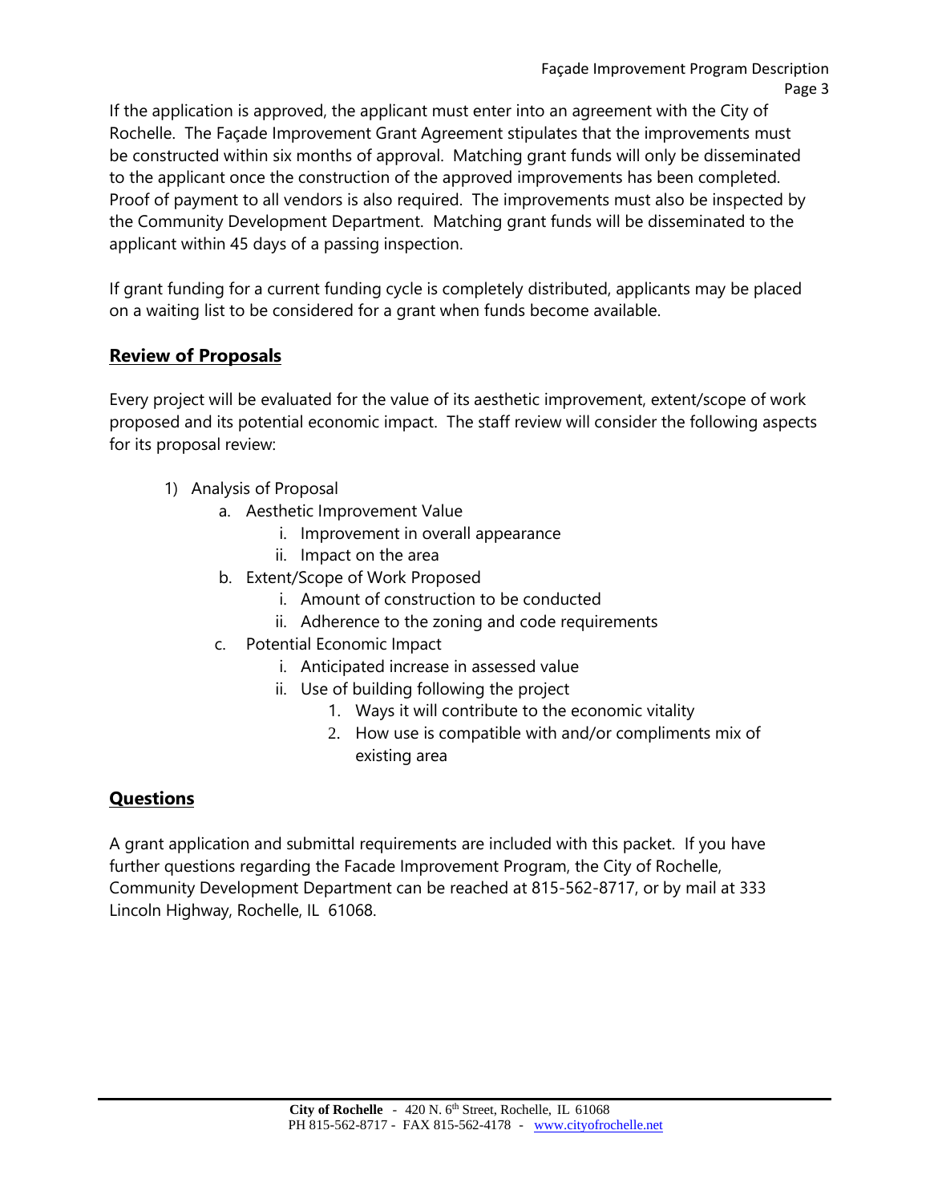If the application is approved, the applicant must enter into an agreement with the City of Rochelle. The Façade Improvement Grant Agreement stipulates that the improvements must be constructed within six months of approval. Matching grant funds will only be disseminated to the applicant once the construction of the approved improvements has been completed. Proof of payment to all vendors is also required. The improvements must also be inspected by the Community Development Department. Matching grant funds will be disseminated to the applicant within 45 days of a passing inspection.

If grant funding for a current funding cycle is completely distributed, applicants may be placed on a waiting list to be considered for a grant when funds become available.

## Review of Proposals

Every project will be evaluated for the value of its aesthetic improvement, extent/scope of work proposed and its potential economic impact. The staff review will consider the following aspects for its proposal review:

1) Analysis of Proposal
    a. Aesthetic Improvement Value
        i. Improvement in overall appearance
        ii. Impact on the area
    b. Extent/Scope of Work Proposed
        i. Amount of construction to be conducted
        ii. Adherence to the zoning and code requirements
    c. Potential Economic Impact
        i. Anticipated increase in assessed value
        ii. Use of building following the project
            1. Ways it will contribute to the economic vitality
            2. How use is compatible with and/or compliments mix of existing area

## Questions

A grant application and submittal requirements are included with this packet. If you have further questions regarding the Facade Improvement Program, the City of Rochelle, Community Development Department can be reached at 815-562-8717, or by mail at 333 Lincoln Highway, Rochelle, IL 61068.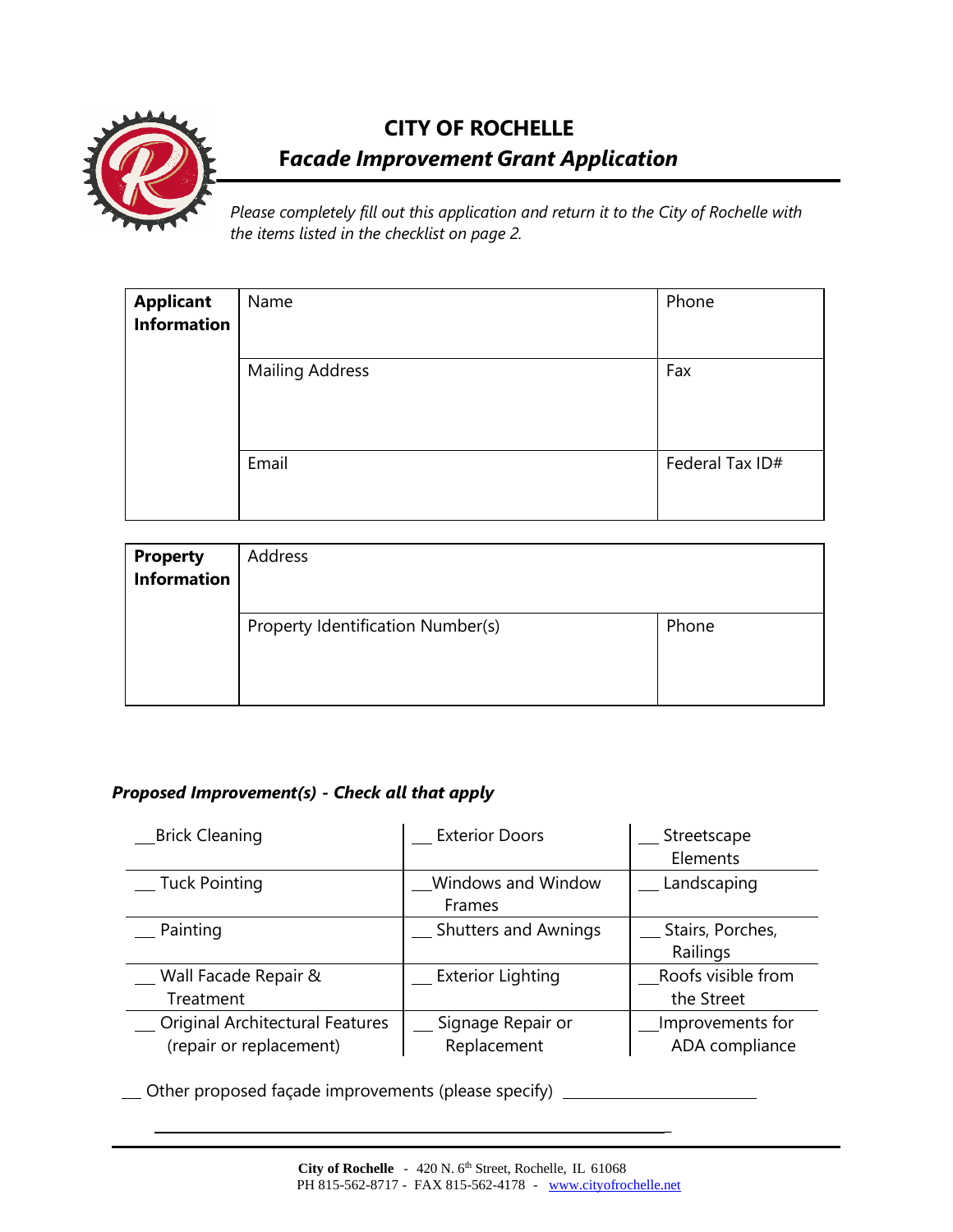# CITY OF ROCHELLE

## *Facade Improvement Grant Application*

*Please completely fill out this application and return it to the City of Rochelle with the items listed in the checklist on page 2.*

| **Applicant Information** | Name | Phone |
|---|---|---|
| | Mailing Address | Fax |
| | Email | Federal Tax ID# |

| **Property Information** | Address | |
|---|---|---|
| | Property Identification Number(s) | Phone |

***Proposed Improvement(s) - Check all that apply***

| | | |
|---|---|---|
| \_\_Brick Cleaning | \_\_ Exterior Doors | \_\_ Streetscape Elements |
| \_\_ Tuck Pointing | \_\_Windows and Window Frames | \_\_ Landscaping |
| \_\_ Painting | \_\_ Shutters and Awnings | \_\_ Stairs, Porches, Railings |
| \_\_ Wall Facade Repair & Treatment | \_\_ Exterior Lighting | \_\_Roofs visible from the Street |
| \_\_ Original Architectural Features (repair or replacement) | \_\_ Signage Repair or Replacement | \_\_Improvements for ADA compliance |

\_\_ Other proposed façade improvements (please specify) \_\_\_\_\_\_\_\_\_\_\_\_\_\_\_\_\_\_\_\_\_\_\_\_

\_\_\_\_\_\_\_\_\_\_\_\_\_\_\_\_\_\_\_\_\_\_\_\_\_\_\_\_\_\_\_\_\_\_\_\_\_\_\_\_\_\_\_\_\_\_\_\_\_\_\_\_\_\_\_\_\_\_\_\_\_\_

**City of Rochelle** - 420 N. 6th Street, Rochelle, IL 61068
PH 815-562-8717 - FAX 815-562-4178 - www.cityofrochelle.net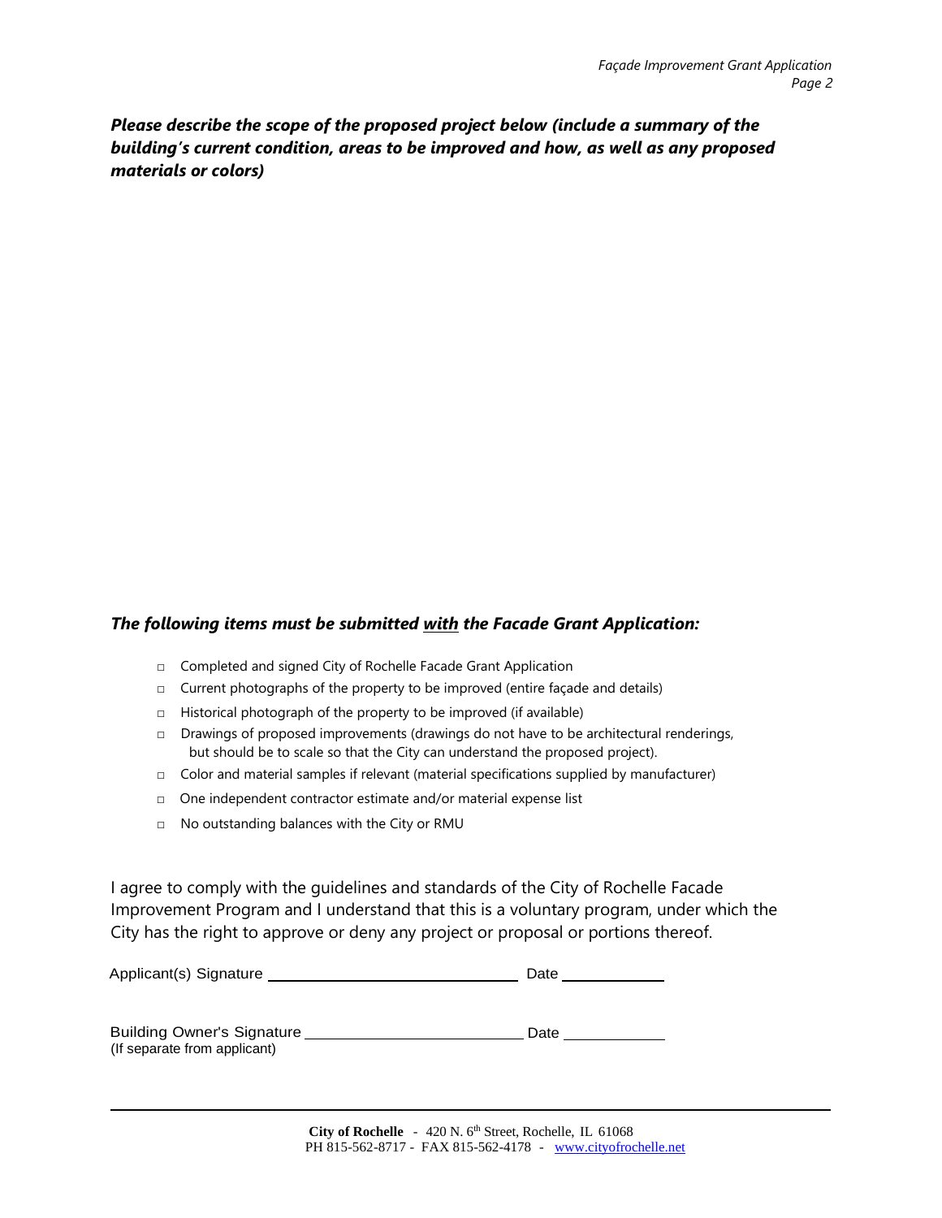***Please describe the scope of the proposed project below (include a summary of the building's current condition, areas to be improved and how, as well as any proposed materials or colors)***

***The following items must be submitted <u>with</u> the Facade Grant Application:***

- □ Completed and signed City of Rochelle Facade Grant Application
- □ Current photographs of the property to be improved (entire façade and details)
- □ Historical photograph of the property to be improved (if available)
- □ Drawings of proposed improvements (drawings do not have to be architectural renderings, but should be to scale so that the City can understand the proposed project).
- □ Color and material samples if relevant (material specifications supplied by manufacturer)
- □ One independent contractor estimate and/or material expense list
- □ No outstanding balances with the City or RMU

I agree to comply with the guidelines and standards of the City of Rochelle Facade Improvement Program and I understand that this is a voluntary program, under which the City has the right to approve or deny any project or proposal or portions thereof.

Applicant(s) Signature ______________________________ Date ____________

Building Owner's Signature __________________________ Date ____________
(If separate from applicant)

**City of Rochelle** - 420 N. 6th Street, Rochelle, IL 61068
PH 815-562-8717 - FAX 815-562-4178 - www.cityofrochelle.net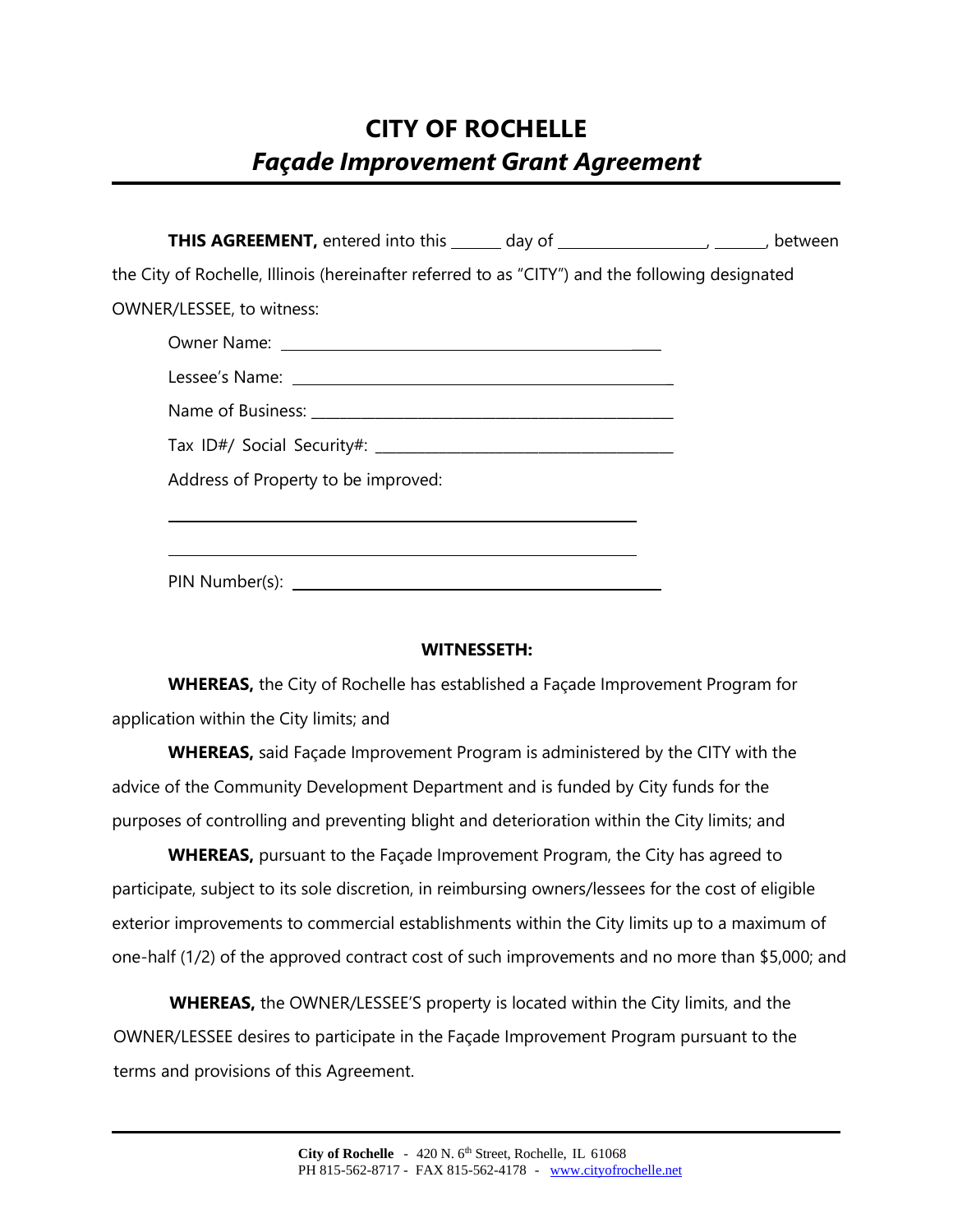# CITY OF ROCHELLE

## *Façade Improvement Grant Agreement*

**THIS AGREEMENT,** entered into this ______ day of __________________, ______, between the City of Rochelle, Illinois (hereinafter referred to as "CITY") and the following designated OWNER/LESSEE, to witness:

Owner Name: ______________________________________________

Lessee's Name: ______________________________________________

Name of Business: ______________________________________________

Tax ID#/ Social Security#: ______________________________________

Address of Property to be improved:

______________________________________________

______________________________________________

PIN Number(s): ______________________________________________

**WITNESSETH:**

**WHEREAS,** the City of Rochelle has established a Façade Improvement Program for application within the City limits; and

**WHEREAS,** said Façade Improvement Program is administered by the CITY with the advice of the Community Development Department and is funded by City funds for the purposes of controlling and preventing blight and deterioration within the City limits; and

**WHEREAS,** pursuant to the Façade Improvement Program, the City has agreed to participate, subject to its sole discretion, in reimbursing owners/lessees for the cost of eligible exterior improvements to commercial establishments within the City limits up to a maximum of one-half (1/2) of the approved contract cost of such improvements and no more than $5,000; and

**WHEREAS,** the OWNER/LESSEE'S property is located within the City limits, and the OWNER/LESSEE desires to participate in the Façade Improvement Program pursuant to the terms and provisions of this Agreement.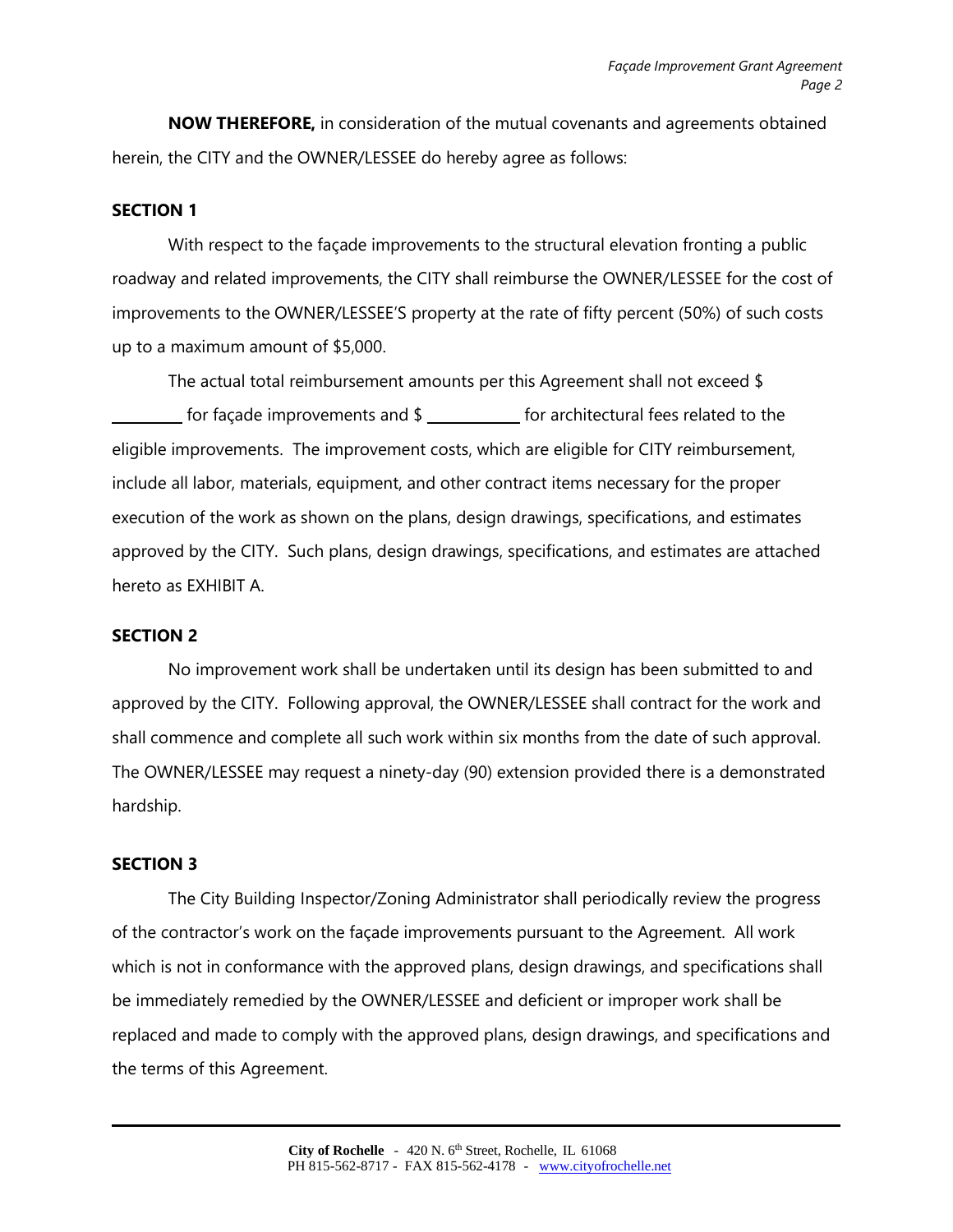**NOW THEREFORE,** in consideration of the mutual covenants and agreements obtained herein, the CITY and the OWNER/LESSEE do hereby agree as follows:

**SECTION 1**

With respect to the façade improvements to the structural elevation fronting a public roadway and related improvements, the CITY shall reimburse the OWNER/LESSEE for the cost of improvements to the OWNER/LESSEE'S property at the rate of fifty percent (50%) of such costs up to a maximum amount of $5,000.

The actual total reimbursement amounts per this Agreement shall not exceed $ _________ for façade improvements and $ ___________ for architectural fees related to the eligible improvements. The improvement costs, which are eligible for CITY reimbursement, include all labor, materials, equipment, and other contract items necessary for the proper execution of the work as shown on the plans, design drawings, specifications, and estimates approved by the CITY. Such plans, design drawings, specifications, and estimates are attached hereto as EXHIBIT A.

**SECTION 2**

No improvement work shall be undertaken until its design has been submitted to and approved by the CITY. Following approval, the OWNER/LESSEE shall contract for the work and shall commence and complete all such work within six months from the date of such approval. The OWNER/LESSEE may request a ninety-day (90) extension provided there is a demonstrated hardship.

**SECTION 3**

The City Building Inspector/Zoning Administrator shall periodically review the progress of the contractor's work on the façade improvements pursuant to the Agreement. All work which is not in conformance with the approved plans, design drawings, and specifications shall be immediately remedied by the OWNER/LESSEE and deficient or improper work shall be replaced and made to comply with the approved plans, design drawings, and specifications and the terms of this Agreement.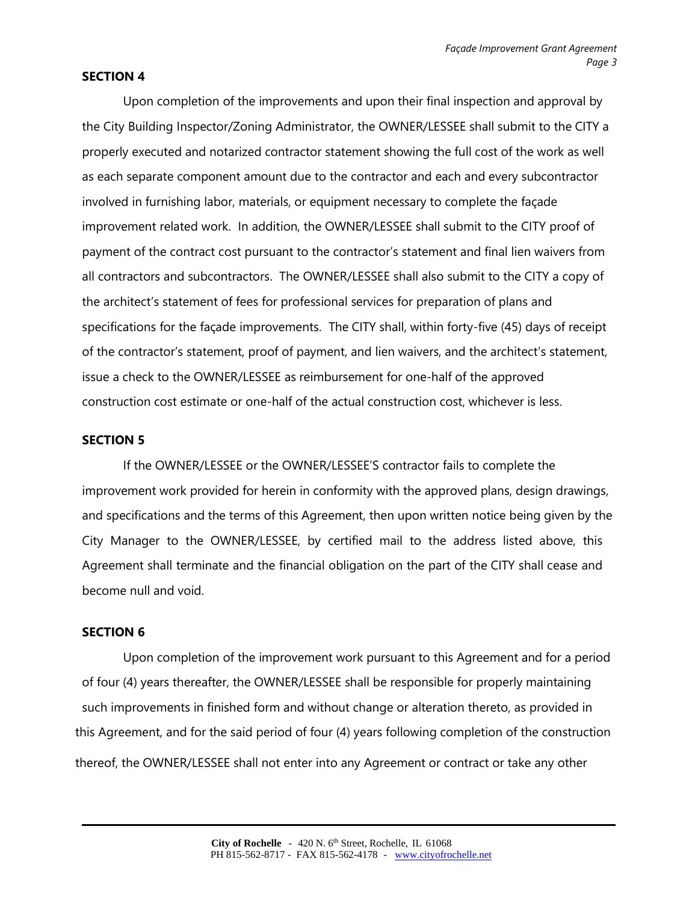## SECTION 4

Upon completion of the improvements and upon their final inspection and approval by the City Building Inspector/Zoning Administrator, the OWNER/LESSEE shall submit to the CITY a properly executed and notarized contractor statement showing the full cost of the work as well as each separate component amount due to the contractor and each and every subcontractor involved in furnishing labor, materials, or equipment necessary to complete the façade improvement related work. In addition, the OWNER/LESSEE shall submit to the CITY proof of payment of the contract cost pursuant to the contractor's statement and final lien waivers from all contractors and subcontractors. The OWNER/LESSEE shall also submit to the CITY a copy of the architect's statement of fees for professional services for preparation of plans and specifications for the façade improvements. The CITY shall, within forty-five (45) days of receipt of the contractor's statement, proof of payment, and lien waivers, and the architect's statement, issue a check to the OWNER/LESSEE as reimbursement for one-half of the approved construction cost estimate or one-half of the actual construction cost, whichever is less.

## SECTION 5

If the OWNER/LESSEE or the OWNER/LESSEE'S contractor fails to complete the improvement work provided for herein in conformity with the approved plans, design drawings, and specifications and the terms of this Agreement, then upon written notice being given by the City Manager to the OWNER/LESSEE, by certified mail to the address listed above, this Agreement shall terminate and the financial obligation on the part of the CITY shall cease and become null and void.

## SECTION 6

Upon completion of the improvement work pursuant to this Agreement and for a period of four (4) years thereafter, the OWNER/LESSEE shall be responsible for properly maintaining such improvements in finished form and without change or alteration thereto, as provided in this Agreement, and for the said period of four (4) years following completion of the construction thereof, the OWNER/LESSEE shall not enter into any Agreement or contract or take any other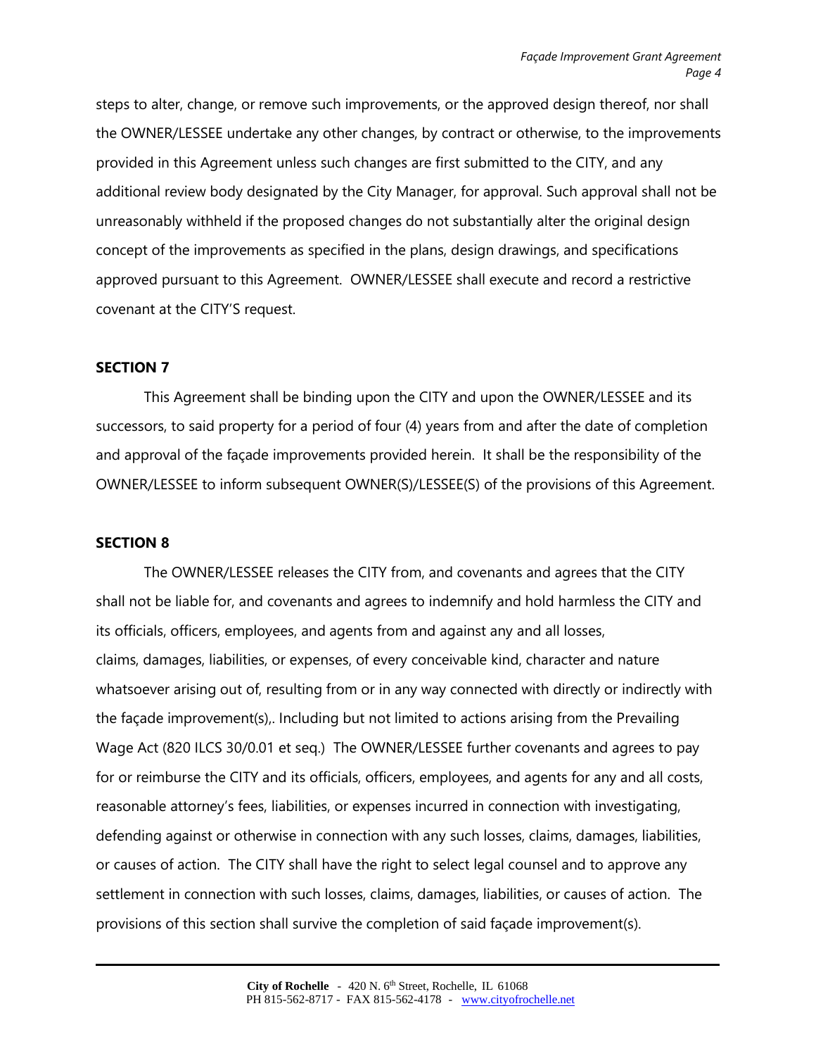steps to alter, change, or remove such improvements, or the approved design thereof, nor shall the OWNER/LESSEE undertake any other changes, by contract or otherwise, to the improvements provided in this Agreement unless such changes are first submitted to the CITY, and any additional review body designated by the City Manager, for approval. Such approval shall not be unreasonably withheld if the proposed changes do not substantially alter the original design concept of the improvements as specified in the plans, design drawings, and specifications approved pursuant to this Agreement. OWNER/LESSEE shall execute and record a restrictive covenant at the CITY'S request.

**SECTION 7**

This Agreement shall be binding upon the CITY and upon the OWNER/LESSEE and its successors, to said property for a period of four (4) years from and after the date of completion and approval of the façade improvements provided herein. It shall be the responsibility of the OWNER/LESSEE to inform subsequent OWNER(S)/LESSEE(S) of the provisions of this Agreement.

**SECTION 8**

The OWNER/LESSEE releases the CITY from, and covenants and agrees that the CITY shall not be liable for, and covenants and agrees to indemnify and hold harmless the CITY and its officials, officers, employees, and agents from and against any and all losses, claims, damages, liabilities, or expenses, of every conceivable kind, character and nature whatsoever arising out of, resulting from or in any way connected with directly or indirectly with the façade improvement(s),. Including but not limited to actions arising from the Prevailing Wage Act (820 ILCS 30/0.01 et seq.) The OWNER/LESSEE further covenants and agrees to pay for or reimburse the CITY and its officials, officers, employees, and agents for any and all costs, reasonable attorney's fees, liabilities, or expenses incurred in connection with investigating, defending against or otherwise in connection with any such losses, claims, damages, liabilities, or causes of action. The CITY shall have the right to select legal counsel and to approve any settlement in connection with such losses, claims, damages, liabilities, or causes of action. The provisions of this section shall survive the completion of said façade improvement(s).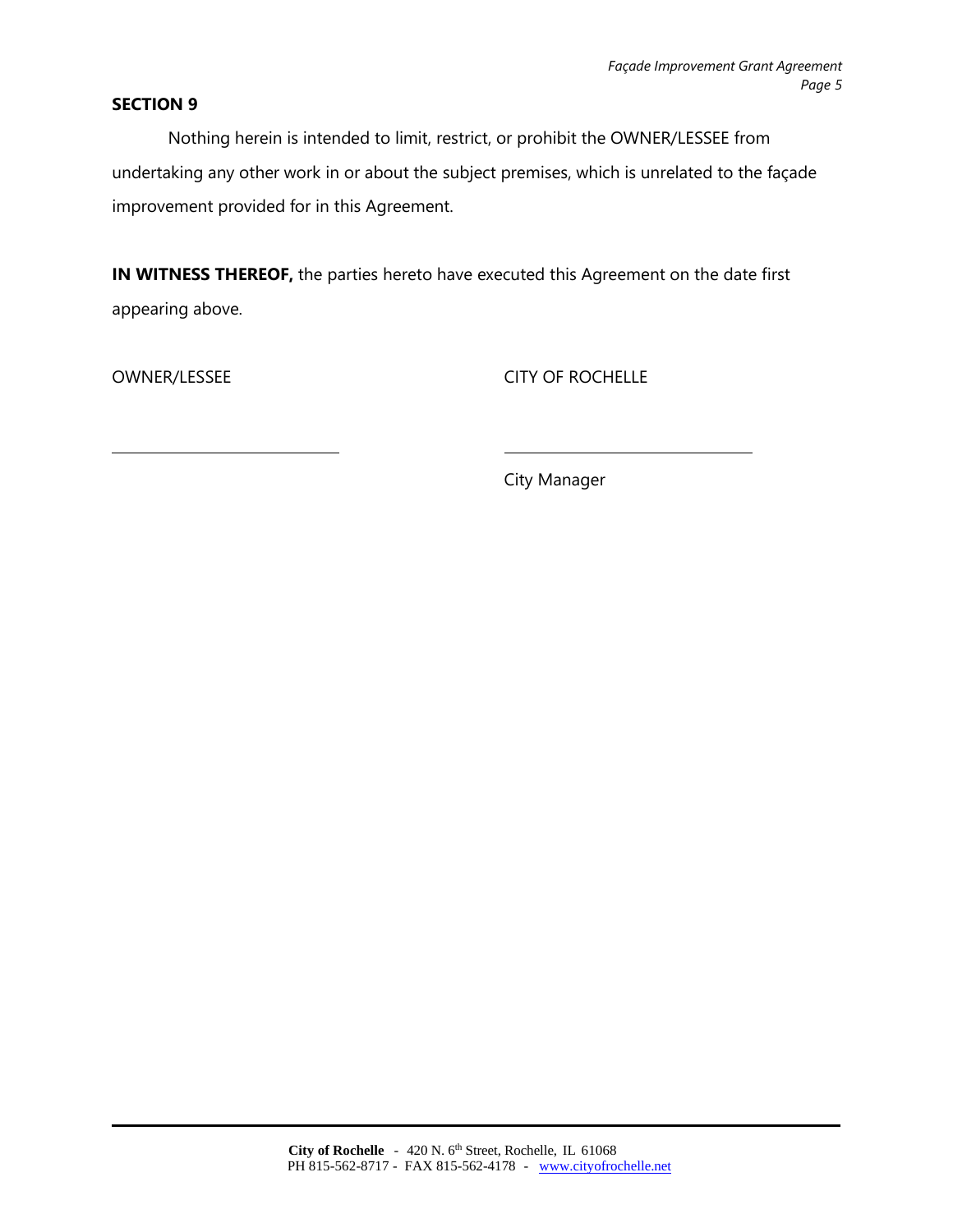**SECTION 9**

Nothing herein is intended to limit, restrict, or prohibit the OWNER/LESSEE from undertaking any other work in or about the subject premises, which is unrelated to the façade improvement provided for in this Agreement.

**IN WITNESS THEREOF,** the parties hereto have executed this Agreement on the date first appearing above.

| OWNER/LESSEE | CITY OF ROCHELLE |
|---|---|
| ____________________________ | ______________________________ |
| | City Manager |